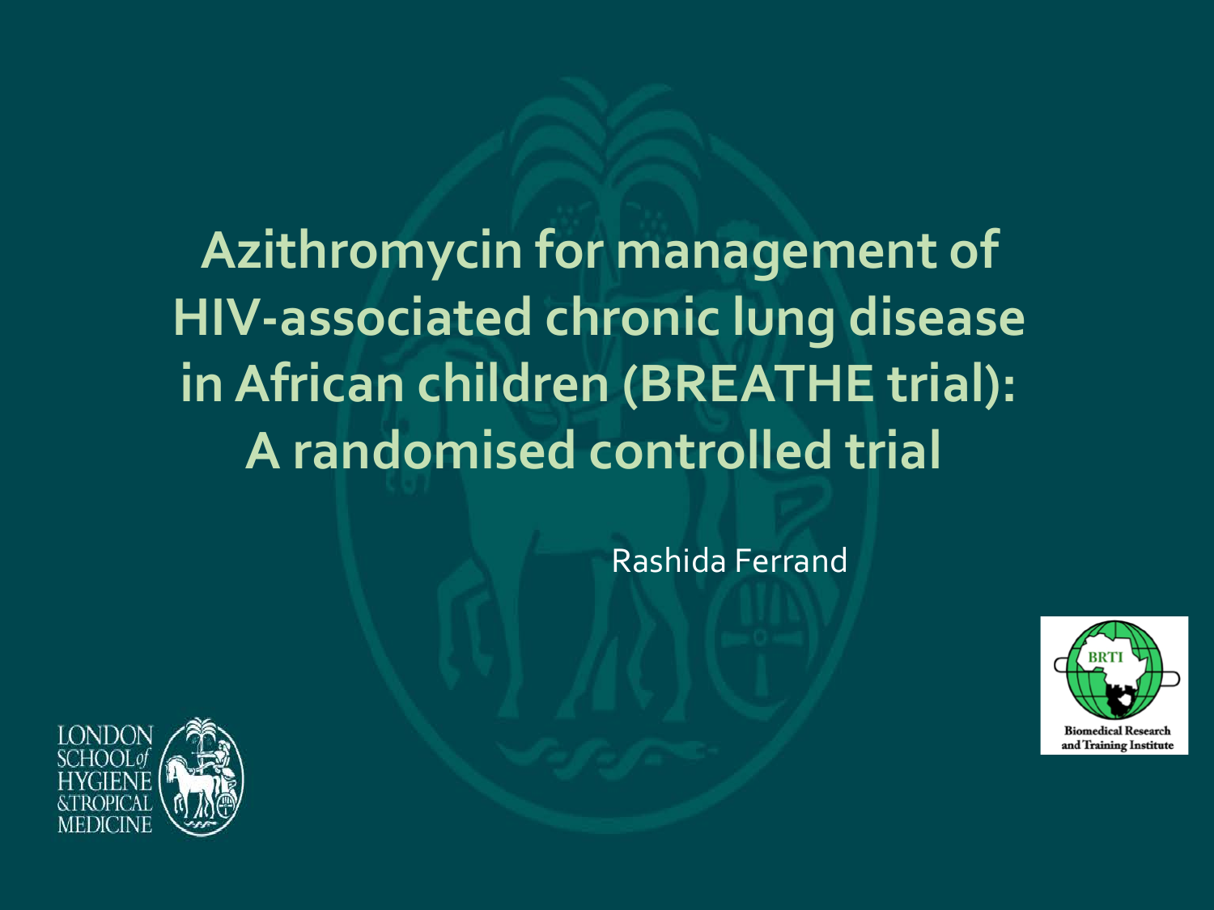# Azithromycin for management of HIV-associated chronic lung disease in African children (BREATHE trial): A randomised controlled trial

Rashida Ferrand

LONDON SCHOOL of HYGIENE &TROPICAL MEDICINE

BRTI Biomedical Research and Training Institute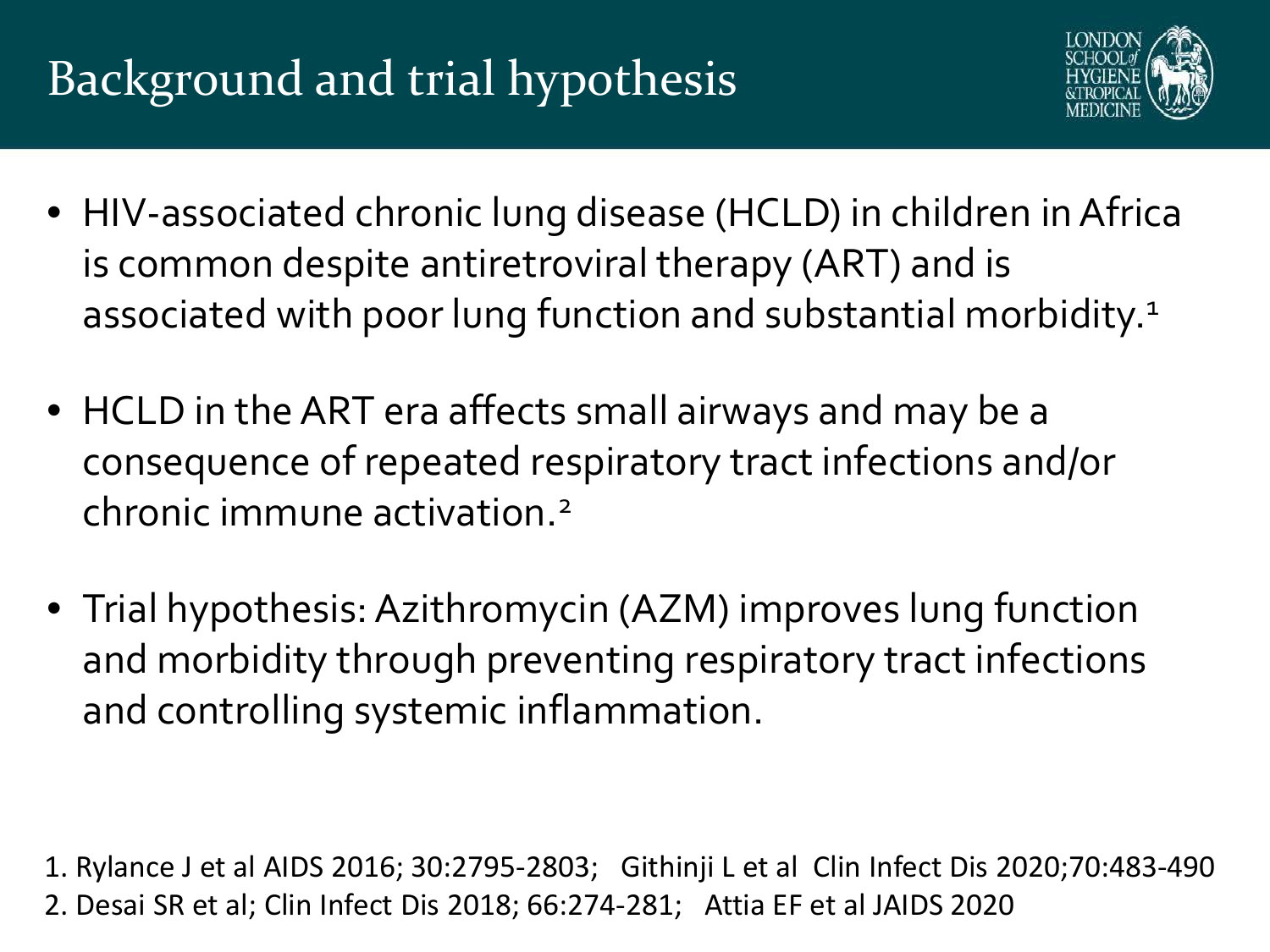# Background and trial hypothesis

- HIV-associated chronic lung disease (HCLD) in children in Africa is common despite antiretroviral therapy (ART) and is associated with poor lung function and substantial morbidity.[1]
- HCLD in the ART era affects small airways and may be a consequence of repeated respiratory tract infections and/or chronic immune activation.[2]
- Trial hypothesis: Azithromycin (AZM) improves lung function and morbidity through preventing respiratory tract infections and controlling systemic inflammation.

1. Rylance J et al AIDS 2016; 30:2795-2803; Githinji L et al Clin Infect Dis 2020;70:483-490
2. Desai SR et al; Clin Infect Dis 2018; 66:274-281; Attia EF et al JAIDS 2020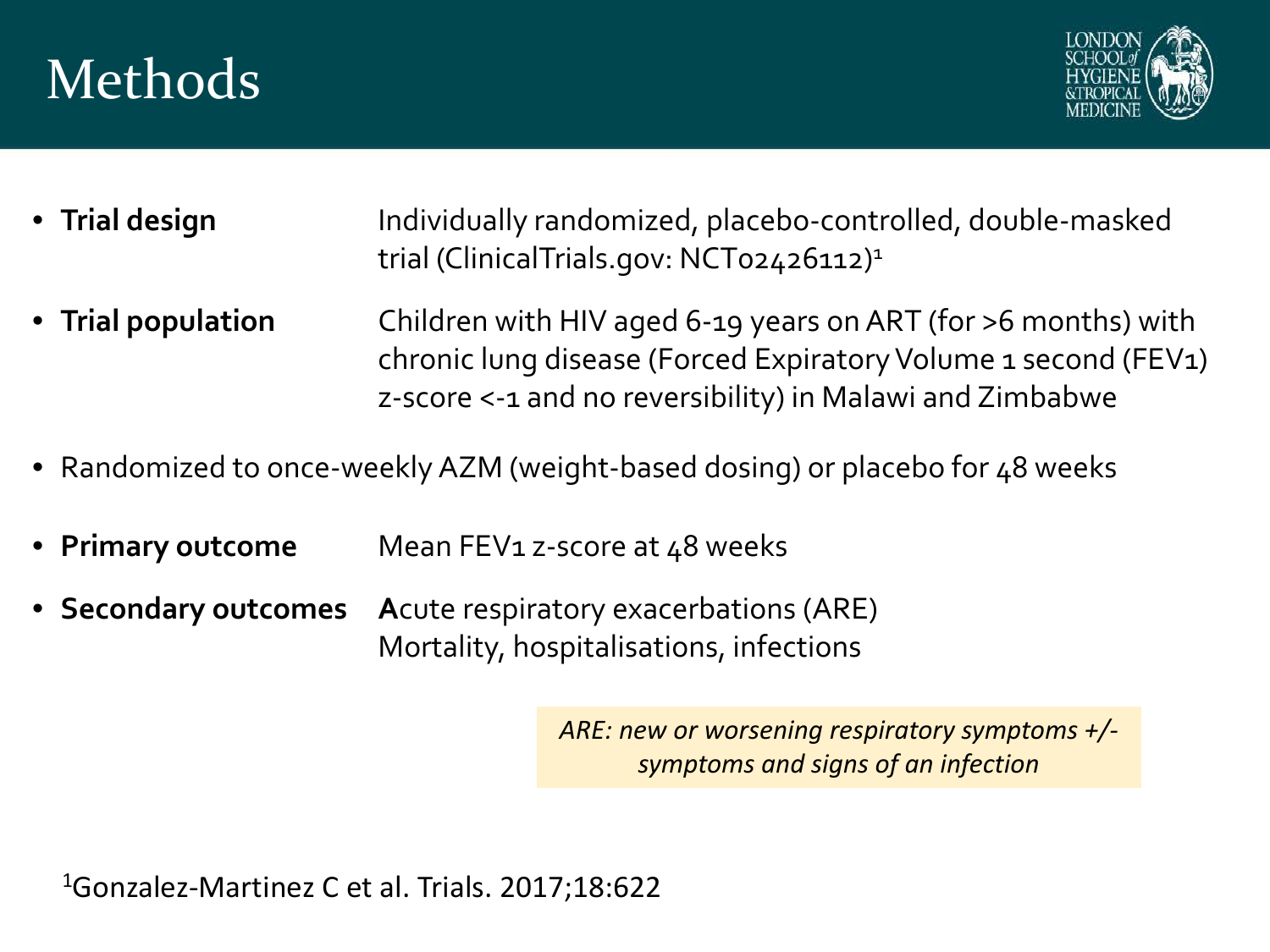# Methods

- **Trial design** — Individually randomized, placebo-controlled, double-masked trial (ClinicalTrials.gov: NCT02426112)[1]
- **Trial population** — Children with HIV aged 6-19 years on ART (for >6 months) with chronic lung disease (Forced Expiratory Volume 1 second (FEV1) z-score <-1 and no reversibility) in Malawi and Zimbabwe
- Randomized to once-weekly AZM (weight-based dosing) or placebo for 48 weeks
- **Primary outcome** — Mean FEV1 z-score at 48 weeks
- **Secondary outcomes** — **A**cute respiratory exacerbations (ARE)
  Mortality, hospitalisations, infections

*ARE: new or worsening respiratory symptoms +/- symptoms and signs of an infection*

[1]Gonzalez-Martinez C et al. Trials. 2017;18:622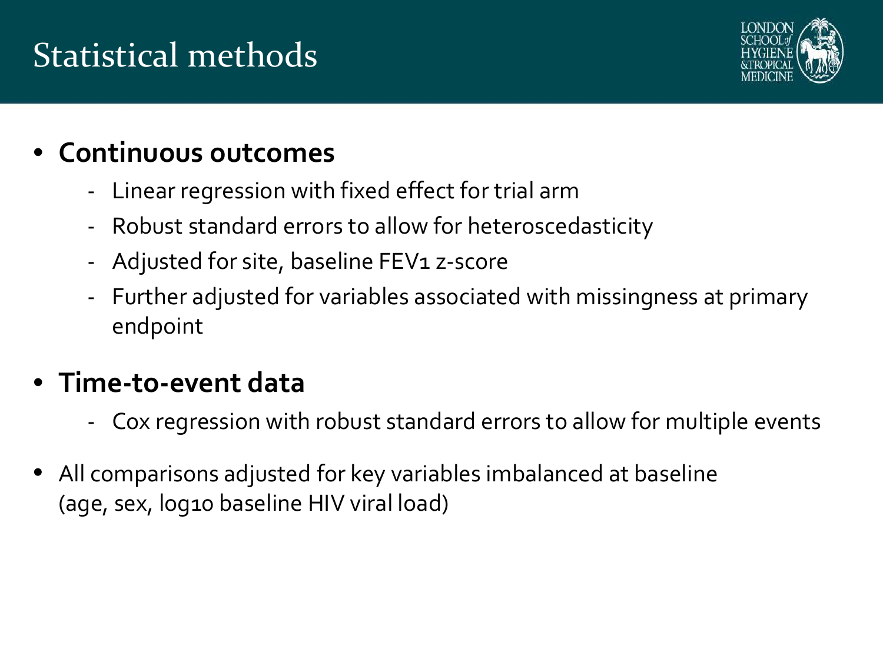# Statistical methods

- **Continuous outcomes**
  - Linear regression with fixed effect for trial arm
  - Robust standard errors to allow for heteroscedasticity
  - Adjusted for site, baseline $FEV_1$ z-score
  - Further adjusted for variables associated with missingness at primary endpoint
- **Time-to-event data**
  - Cox regression with robust standard errors to allow for multiple events
- All comparisons adjusted for key variables imbalanced at baseline (age, sex, $\log_{10}$ baseline HIV viral load)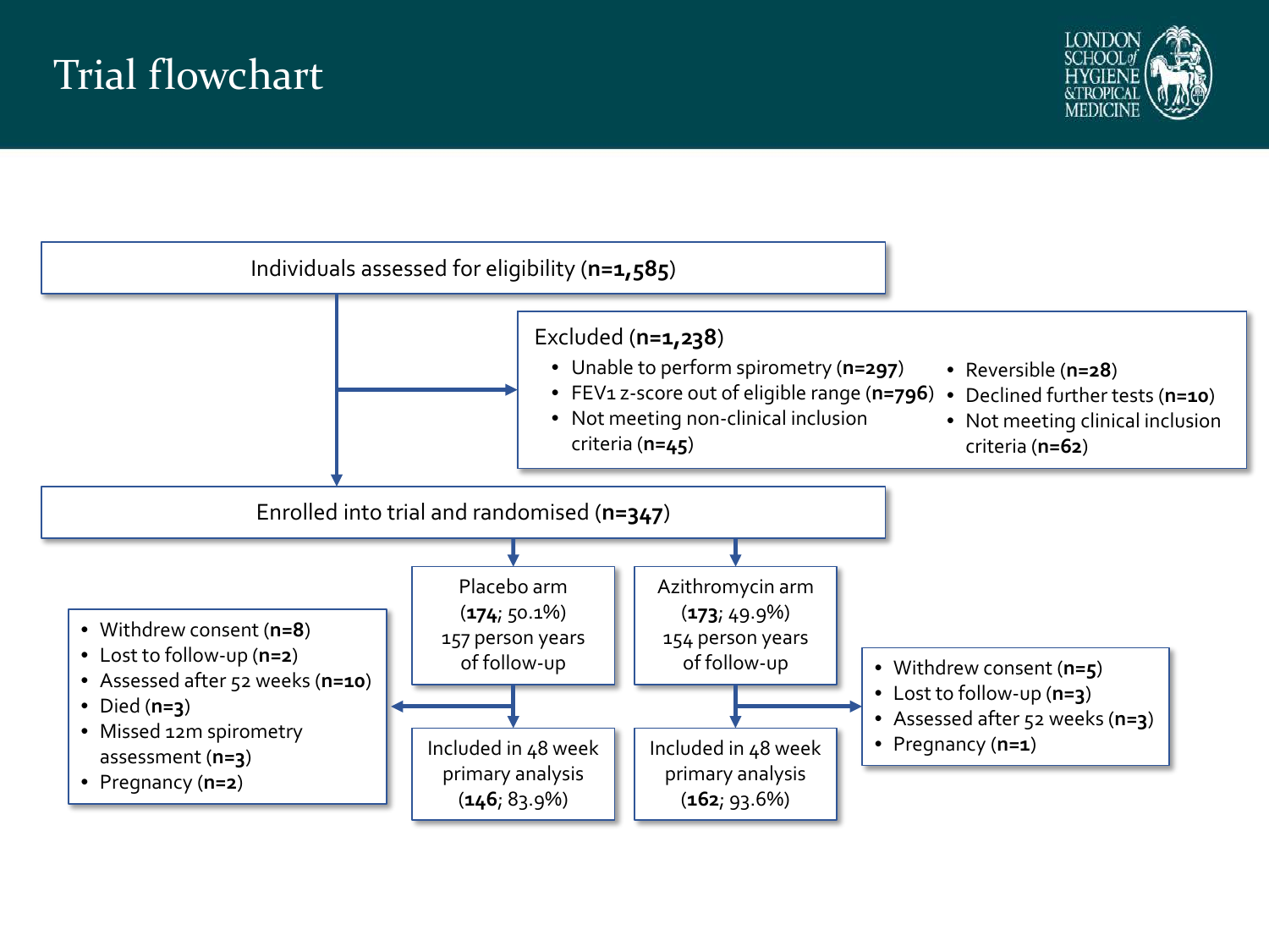# Trial flowchart

Individuals assessed for eligibility (**n=1,585**)

Excluded (**n=1,238**)

- Unable to perform spirometry (**n=297**)
- FEV1 z-score out of eligible range (**n=796**)
- Not meeting non-clinical inclusion criteria (**n=45**)
- Reversible (**n=28**)
- Declined further tests (**n=10**)
- Not meeting clinical inclusion criteria (**n=62**)

Enrolled into trial and randomised (**n=347**)

Placebo arm (**174**; 50.1%) 157 person years of follow-up

- Withdrew consent (**n=8**)
- Lost to follow-up (**n=2**)
- Assessed after 52 weeks (**n=10**)
- Died (**n=3**)
- Missed 12m spirometry assessment (**n=3**)
- Pregnancy (**n=2**)

Included in 48 week primary analysis (**146**; 83.9%)

Azithromycin arm (**173**; 49.9%) 154 person years of follow-up

- Withdrew consent (**n=5**)
- Lost to follow-up (**n=3**)
- Assessed after 52 weeks (**n=3**)
- Pregnancy (**n=1**)

Included in 48 week primary analysis (**162**; 93.6%)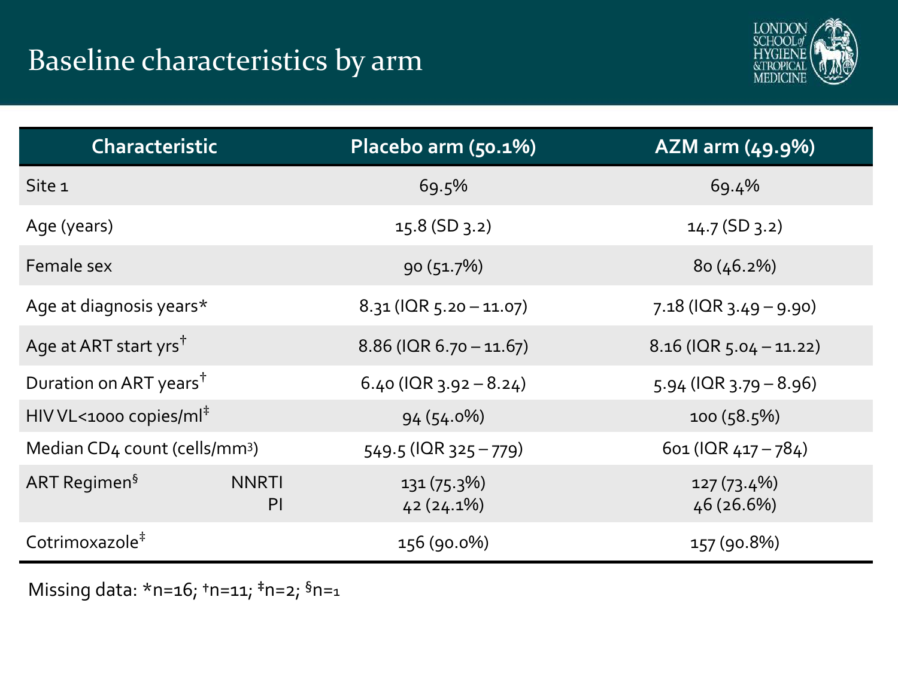# Baseline characteristics by arm

| Characteristic | | Placebo arm (50.1%) | AZM arm (49.9%) |
|---|---|---|---|
| Site 1 | | 69.5% | 69.4% |
| Age (years) | | 15.8 (SD 3.2) | 14.7 (SD 3.2) |
| Female sex | | 90 (51.7%) | 80 (46.2%) |
| Age at diagnosis years* | | 8.31 (IQR 5.20 – 11.07) | 7.18 (IQR 3.49 – 9.90) |
| Age at ART start yrs† | | 8.86 (IQR 6.70 – 11.67) | 8.16 (IQR 5.04 – 11.22) |
| Duration on ART years† | | 6.40 (IQR 3.92 – 8.24) | 5.94 (IQR 3.79 – 8.96) |
| HIV VL<1000 copies/ml‡ | | 94 (54.0%) | 100 (58.5%) |
| Median CD4 count (cells/mm$^3$) | | 549.5 (IQR 325 – 779) | 601 (IQR 417 – 784) |
| ART Regimen§ | NNRTI | 131 (75.3%) | 127 (73.4%) |
| | PI | 42 (24.1%) | 46 (26.6%) |
| Cotrimoxazole‡ | | 156 (90.0%) | 157 (90.8%) |

Missing data: *n=16; †n=11; ‡n=2; §n=1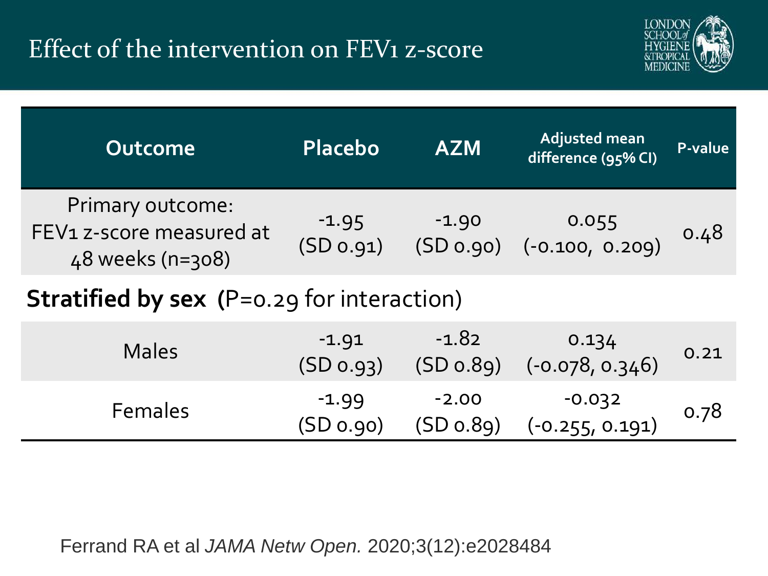# Effect of the intervention on FEV1 z-score

| Outcome | Placebo | AZM | Adjusted mean difference (95% CI) | P-value |
|---|---|---|---|---|
| Primary outcome: FEV1 z-score measured at 48 weeks (n=308) | -1.95 (SD 0.91) | -1.90 (SD 0.90) | 0.055 (-0.100, 0.209) | 0.48 |
| **Stratified by sex (**P=0.29 for interaction) | | | | |
| Males | -1.91 (SD 0.93) | -1.82 (SD 0.89) | 0.134 (-0.078, 0.346) | 0.21 |
| Females | -1.99 (SD 0.90) | -2.00 (SD 0.89) | -0.032 (-0.255, 0.191) | 0.78 |

Ferrand RA et al *JAMA Netw Open.* 2020;3(12):e2028484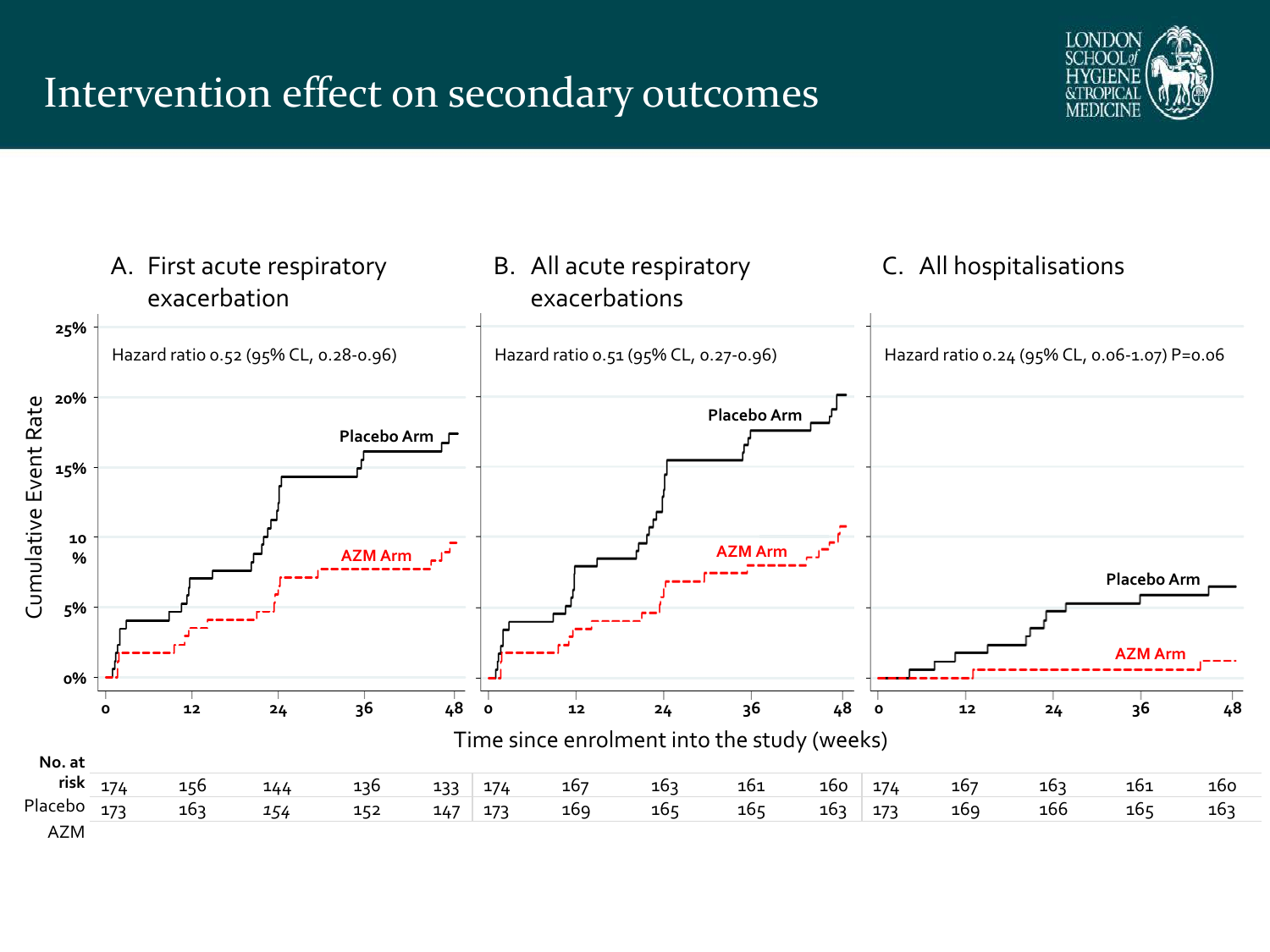# Intervention effect on secondary outcomes

**A. First acute respiratory exacerbation**

Hazard ratio 0.52 (95% CL, 0.28-0.96)

**B. All acute respiratory exacerbations**

Hazard ratio 0.51 (95% CL, 0.27-0.96)

**C. All hospitalisations**

Hazard ratio 0.24 (95% CL, 0.06-1.07) P=0.06

Cumulative Event Rate

Time since enrolment into the study (weeks)

| No. at risk | 0 | 12 | 24 | 36 | 48 | 0 | 12 | 24 | 36 | 48 | 0 | 12 | 24 | 36 | 48 |
|---|---|---|---|---|---|---|---|---|---|---|---|---|---|---|---|
| Placebo | 174 | 156 | 144 | 136 | 133 | 174 | 167 | 163 | 161 | 160 | 174 | 167 | 163 | 161 | 160 |
| AZM | 173 | 163 | 154 | 152 | 147 | 173 | 169 | 165 | 165 | 163 | 173 | 169 | 166 | 165 | 163 |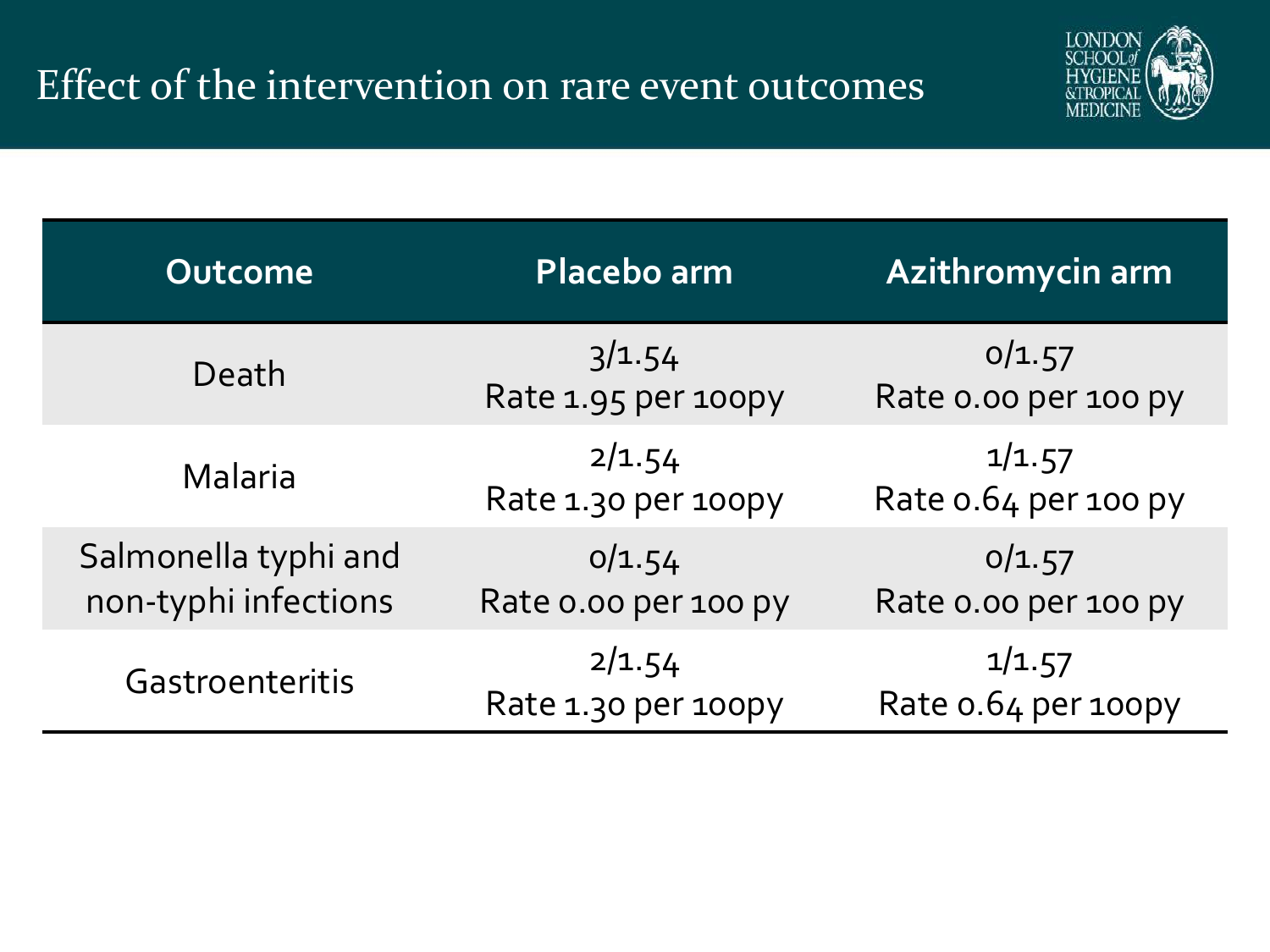# Effect of the intervention on rare event outcomes

| Outcome | Placebo arm | Azithromycin arm |
| --- | --- | --- |
| Death | 3/1.54<br>Rate 1.95 per 100py | 0/1.57<br>Rate 0.00 per 100 py |
| Malaria | 2/1.54<br>Rate 1.30 per 100py | 1/1.57<br>Rate 0.64 per 100 py |
| Salmonella typhi and non-typhi infections | 0/1.54<br>Rate 0.00 per 100 py | 0/1.57<br>Rate 0.00 per 100 py |
| Gastroenteritis | 2/1.54<br>Rate 1.30 per 100py | 1/1.57<br>Rate 0.64 per 100py |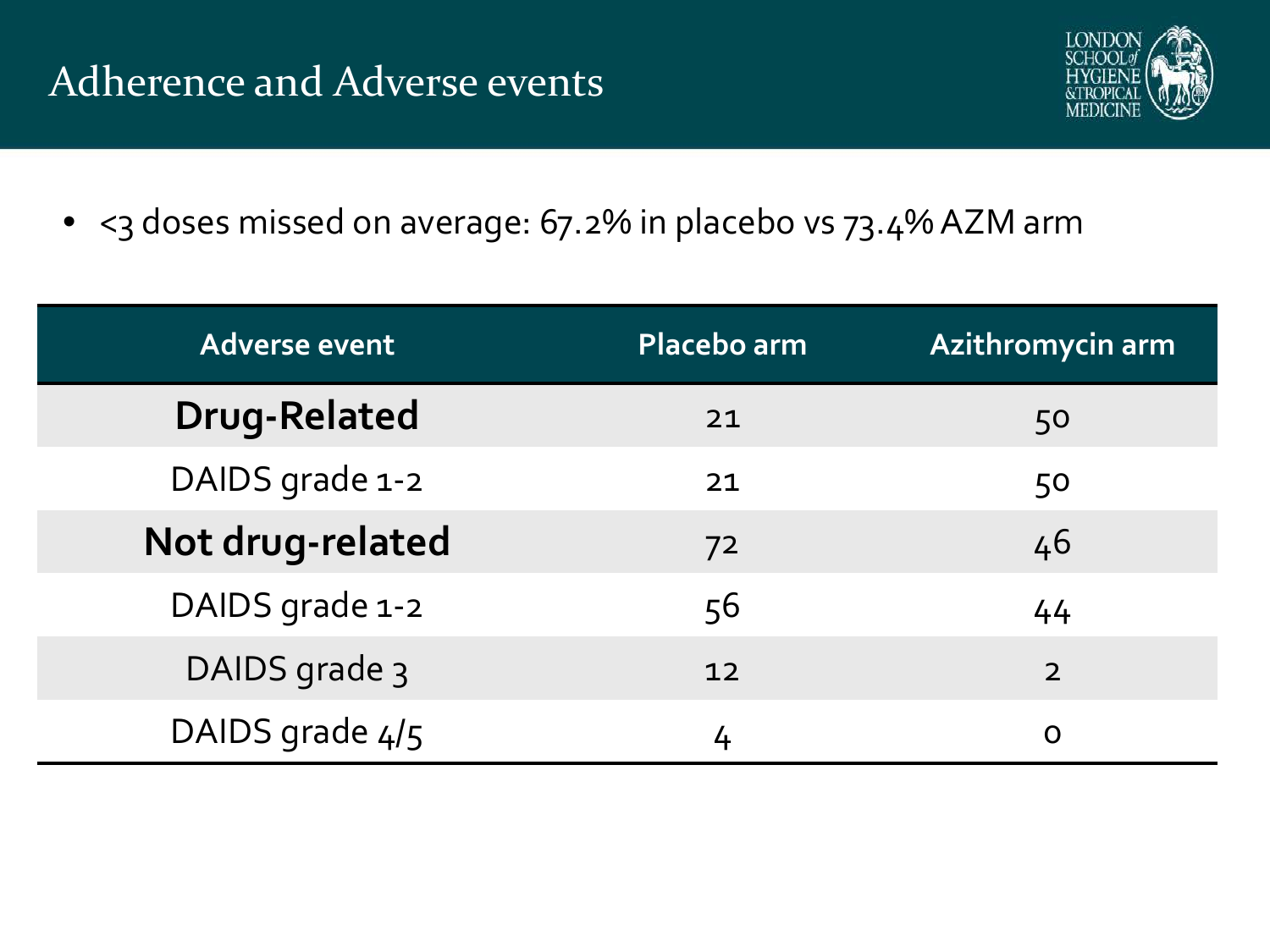# Adherence and Adverse events

- <3 doses missed on average: 67.2% in placebo vs 73.4% AZM arm

| Adverse event | Placebo arm | Azithromycin arm |
|---|---|---|
| **Drug-Related** | 21 | 50 |
| DAIDS grade 1-2 | 21 | 50 |
| **Not drug-related** | 72 | 46 |
| DAIDS grade 1-2 | 56 | 44 |
| DAIDS grade 3 | 12 | 2 |
| DAIDS grade 4/5 | 4 | 0 |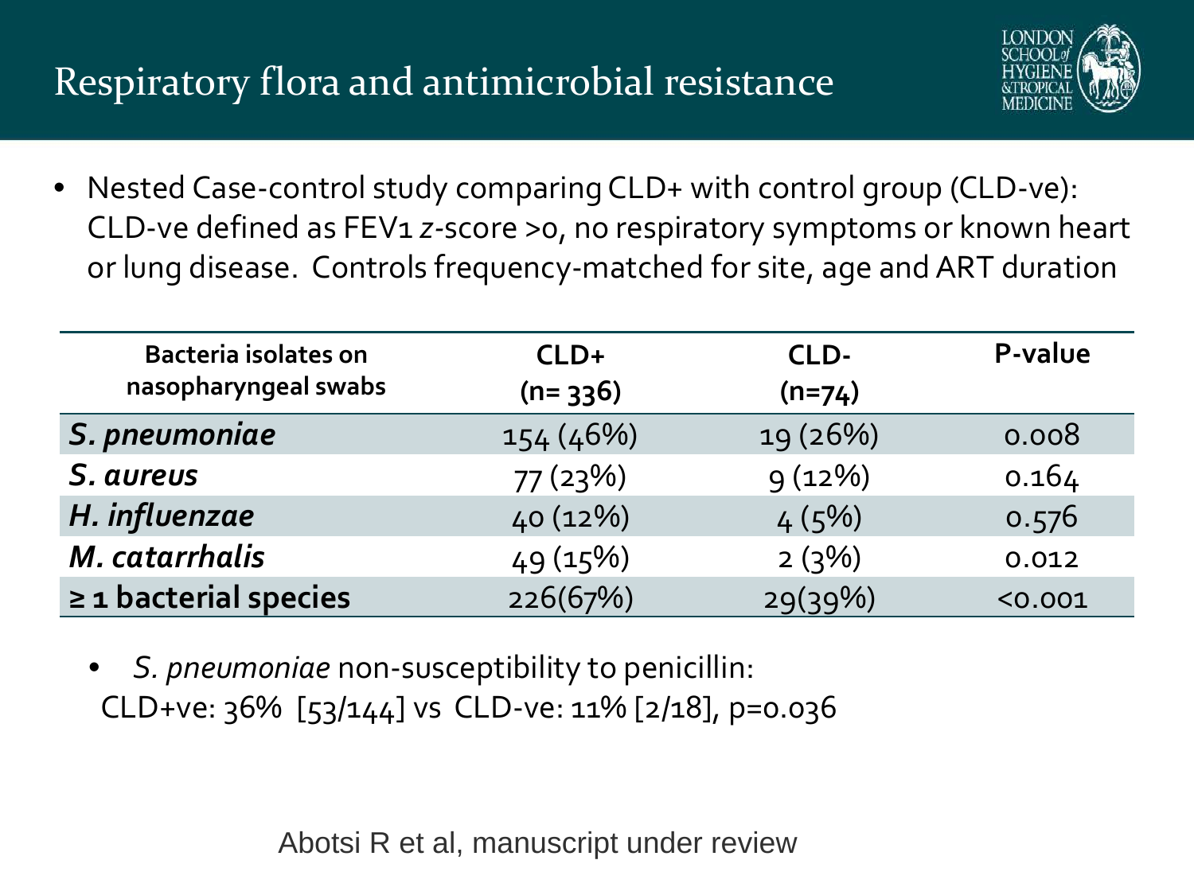# Respiratory flora and antimicrobial resistance

- Nested Case-control study comparing CLD+ with control group (CLD-ve): CLD-ve defined as FEV1 *z*-score >0, no respiratory symptoms or known heart or lung disease. Controls frequency-matched for site, age and ART duration

| Bacteria isolates on nasopharyngeal swabs | CLD+ (n= 336) | CLD- (n=74) | P-value |
|---|---|---|---|
| ***S. pneumoniae*** | 154 (46%) | 19 (26%) | 0.008 |
| ***S. aureus*** | 77 (23%) | 9 (12%) | 0.164 |
| ***H. influenzae*** | 40 (12%) | 4 (5%) | 0.576 |
| ***M. catarrhalis*** | 49 (15%) | 2 (3%) | 0.012 |
| **≥ 1 bacterial species** | 226(67%) | 29(39%) | <0.001 |

- *S. pneumoniae* non-susceptibility to penicillin: CLD+ve: 36% [53/144] vs CLD-ve: 11% [2/18], p=0.036

Abotsi R et al, manuscript under review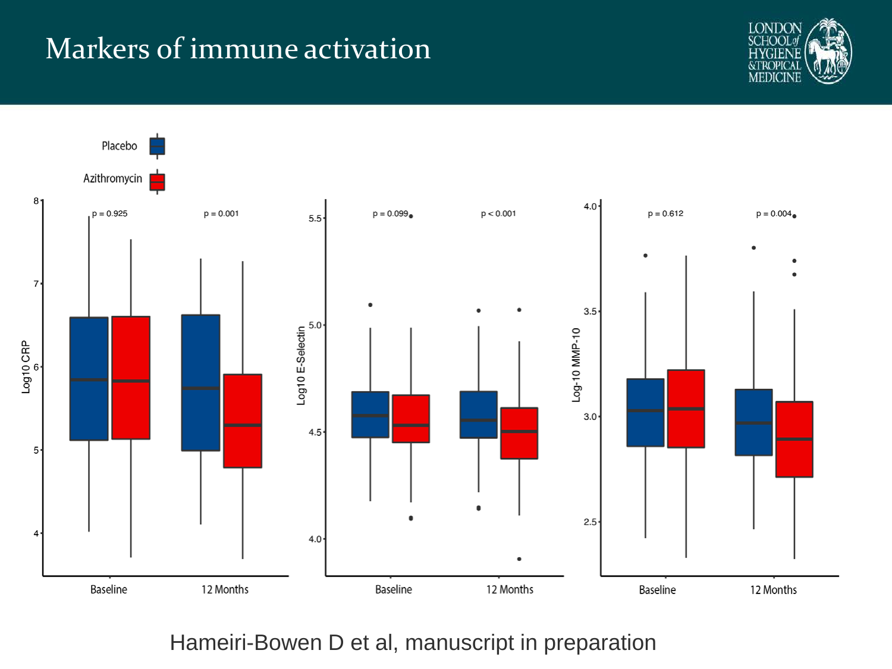# Markers of immune activation

Placebo

Azithromycin

| | Baseline | 12 Months |
|---|---|---|
| Log10 CRP | p = 0.925 | p = 0.001 |
| Log10 E-Selectin | p = 0.099 | p < 0.001 |
| Log-10 MMP-10 | p = 0.612 | p = 0.004 |

Hameiri-Bowen D et al, manuscript in preparation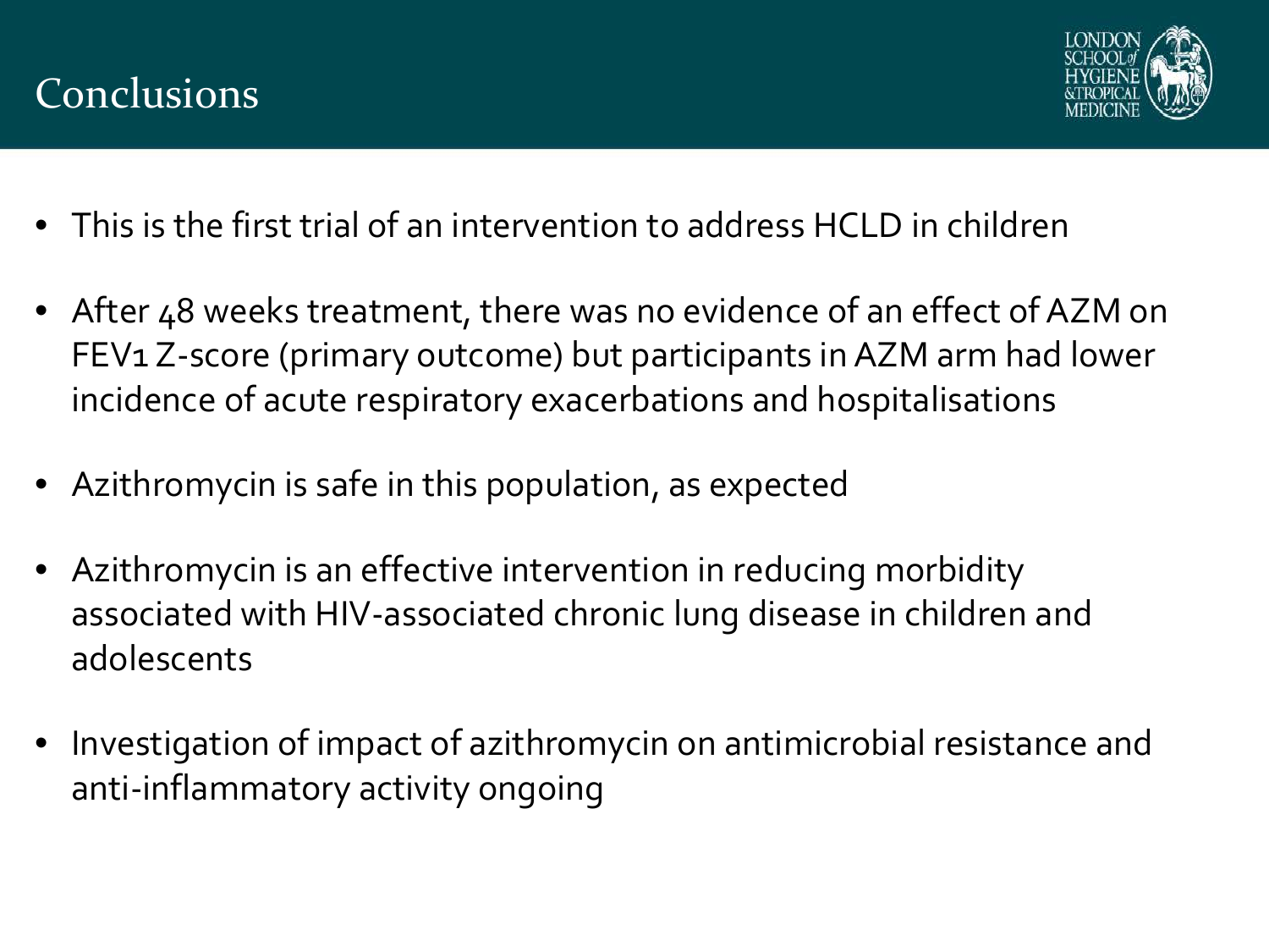# Conclusions

- This is the first trial of an intervention to address HCLD in children
- After 48 weeks treatment, there was no evidence of an effect of AZM on FEV1 Z-score (primary outcome) but participants in AZM arm had lower incidence of acute respiratory exacerbations and hospitalisations
- Azithromycin is safe in this population, as expected
- Azithromycin is an effective intervention in reducing morbidity associated with HIV-associated chronic lung disease in children and adolescents
- Investigation of impact of azithromycin on antimicrobial resistance and anti-inflammatory activity ongoing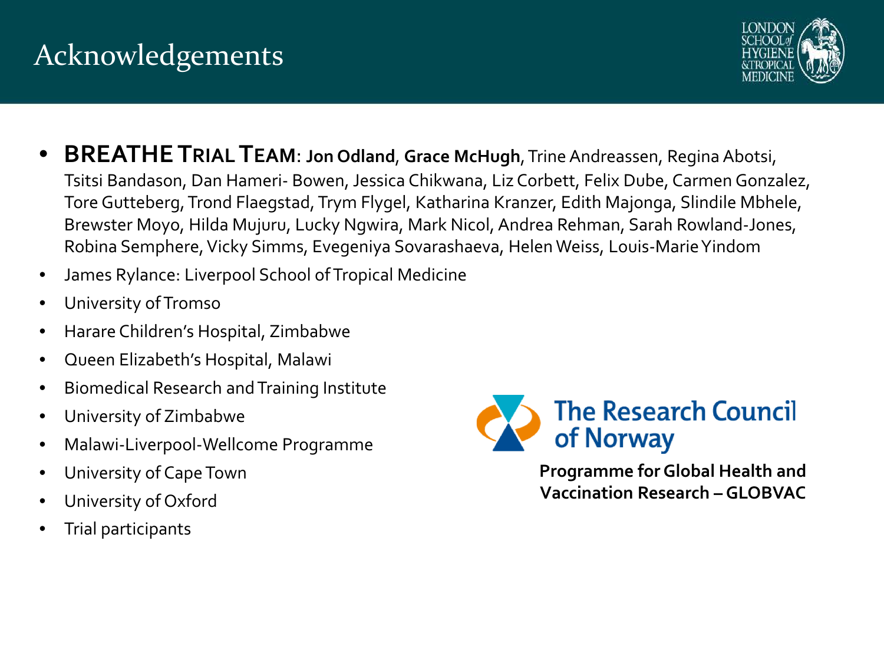# Acknowledgements

- **BREATHE TRIAL TEAM**: **Jon Odland**, **Grace McHugh**, Trine Andreassen, Regina Abotsi, Tsitsi Bandason, Dan Hameri- Bowen, Jessica Chikwana, Liz Corbett, Felix Dube, Carmen Gonzalez, Tore Gutteberg, Trond Flaegstad, Trym Flygel, Katharina Kranzer, Edith Majonga, Slindile Mbhele, Brewster Moyo, Hilda Mujuru, Lucky Ngwira, Mark Nicol, Andrea Rehman, Sarah Rowland-Jones, Robina Semphere, Vicky Simms, Evegeniya Sovarashaeva, Helen Weiss, Louis-Marie Yindom
- James Rylance: Liverpool School of Tropical Medicine
- University of Tromso
- Harare Children's Hospital, Zimbabwe
- Queen Elizabeth's Hospital, Malawi
- Biomedical Research and Training Institute
- University of Zimbabwe
- Malawi-Liverpool-Wellcome Programme
- University of Cape Town
- University of Oxford
- Trial participants

The Research Council of Norway

**Programme for Global Health and Vaccination Research – GLOBVAC**